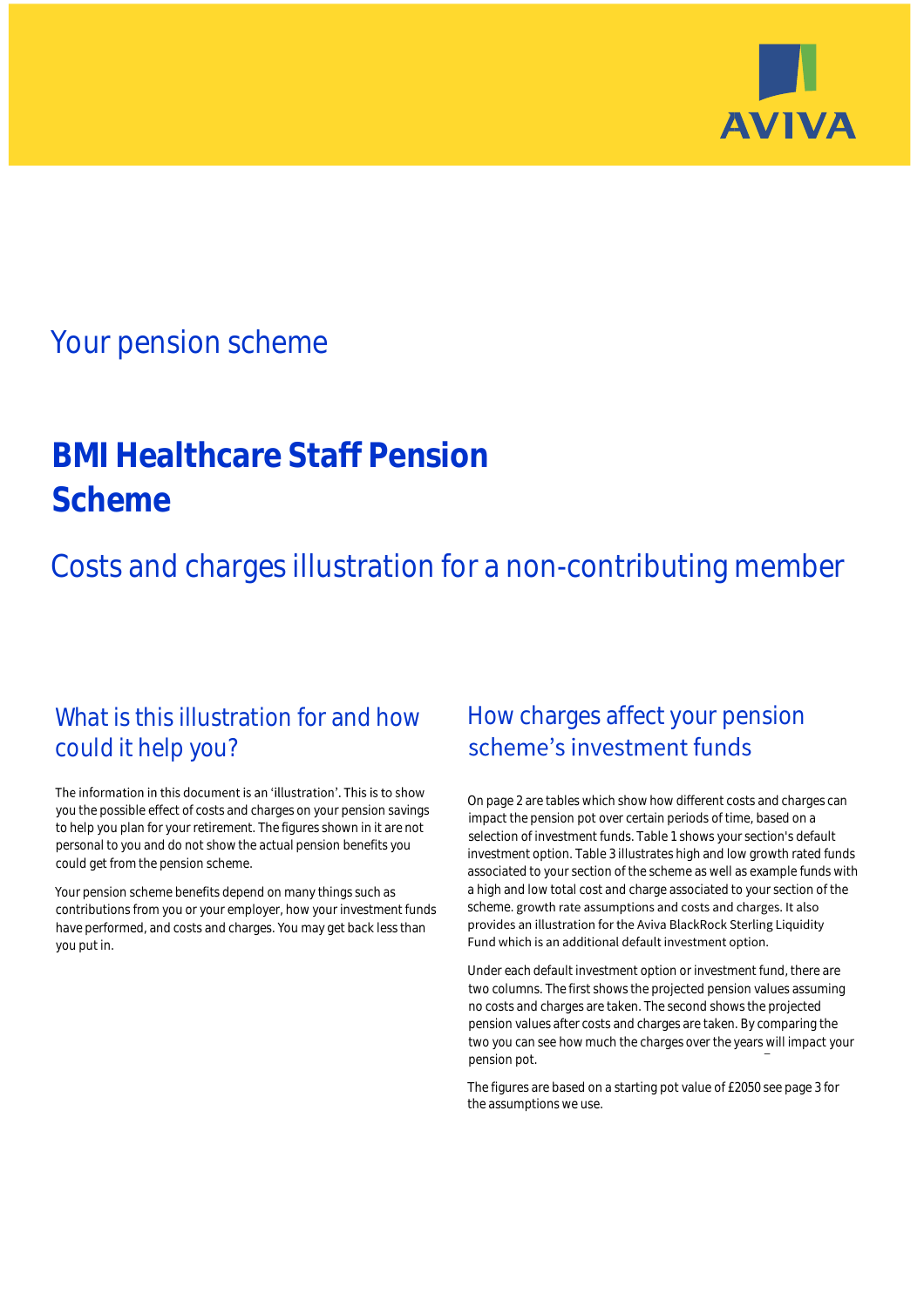AVIVA

## Your pension scheme

# BMI Healthcare Staff Pension Scheme

## Costs and charges illustration for a non-contributing member

### What is this illustration for and how could it help you?

The information in this document is an 'illustration'. This is to show you the possible effect of costs and charges on your pension savings to help you plan for your retirement. The figures shown in it are not personal to you and do not show the actual pension benefits you could get from the pension scheme.

Your pension scheme benefits depend on many things such as contributions from you or your employer, how your investment funds have performed, and costs and charges. You may get back less than you put in.

### How charges affect your pension scheme's investment funds

On page 2 are tables which show how different costs and charges can impact the pension pot over certain periods of time, based on a selection of investment funds. Table 1 shows your section's default investment option. Table 3 illustrates high and low growth rated funds associated to your section of the scheme as well as example funds with a high and low total cost and charge associated to your section of the scheme. growth rate assumptions and costs and charges. It also provides an illustration for the Aviva BlackRock Sterling Liquidity Fund which is an additional default investment option.

Under each default investment option or investment fund, there are two columns. The first shows the projected pension values assuming no costs and charges are taken. The second shows the projected pension values after costs and charges are taken. By comparing the two you can see how much the charges over the years will impact your pension pot.

The figures are based on a starting pot value of £2050 see page 3 for the assumptions we use.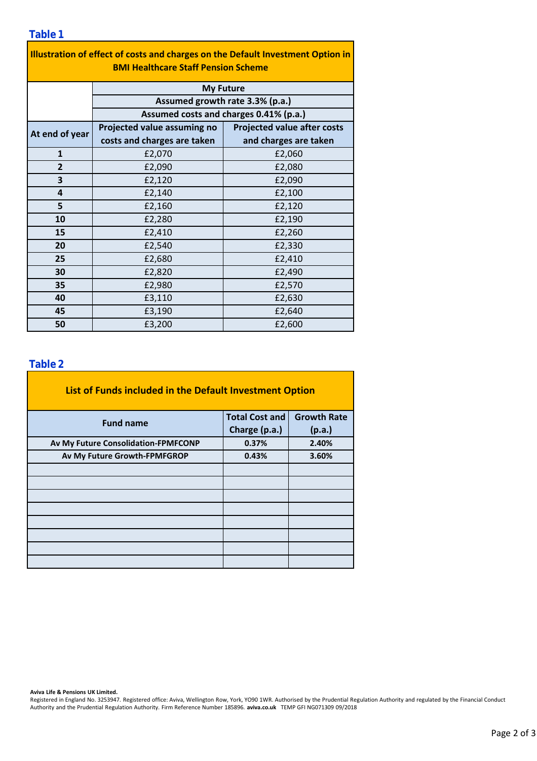## Table 1

| Illustration of effect of costs and charges on the Default Investment Option in BMI Healthcare Staff Pension Scheme | | |
|---|---|---|
| | My Future | |
| | Assumed growth rate 3.3% (p.a.) | |
| | Assumed costs and charges 0.41% (p.a.) | |
| At end of year | Projected value assuming no costs and charges are taken | Projected value after costs and charges are taken |
| 1 | £2,070 | £2,060 |
| 2 | £2,090 | £2,080 |
| 3 | £2,120 | £2,090 |
| 4 | £2,140 | £2,100 |
| 5 | £2,160 | £2,120 |
| 10 | £2,280 | £2,190 |
| 15 | £2,410 | £2,260 |
| 20 | £2,540 | £2,330 |
| 25 | £2,680 | £2,410 |
| 30 | £2,820 | £2,490 |
| 35 | £2,980 | £2,570 |
| 40 | £3,110 | £2,630 |
| 45 | £3,190 | £2,640 |
| 50 | £3,200 | £2,600 |

## Table 2

| List of Funds included in the Default Investment Option | | |
|---|---|---|
| Fund name | Total Cost and Charge (p.a.) | Growth Rate (p.a.) |
| Av My Future Consolidation-FPMFCONP | 0.37% | 2.40% |
| Av My Future Growth-FPMFGROP | 0.43% | 3.60% |
| | | |
| | | |
| | | |
| | | |
| | | |
| | | |
| | | |
| | | |

**Aviva Life & Pensions UK Limited.**
Registered in England No. 3253947. Registered office: Aviva, Wellington Row, York, YO90 1WR. Authorised by the Prudential Regulation Authority and regulated by the Financial Conduct Authority and the Prudential Regulation Authority. Firm Reference Number 185896. **aviva.co.uk** TEMP GFI NG071309 09/2018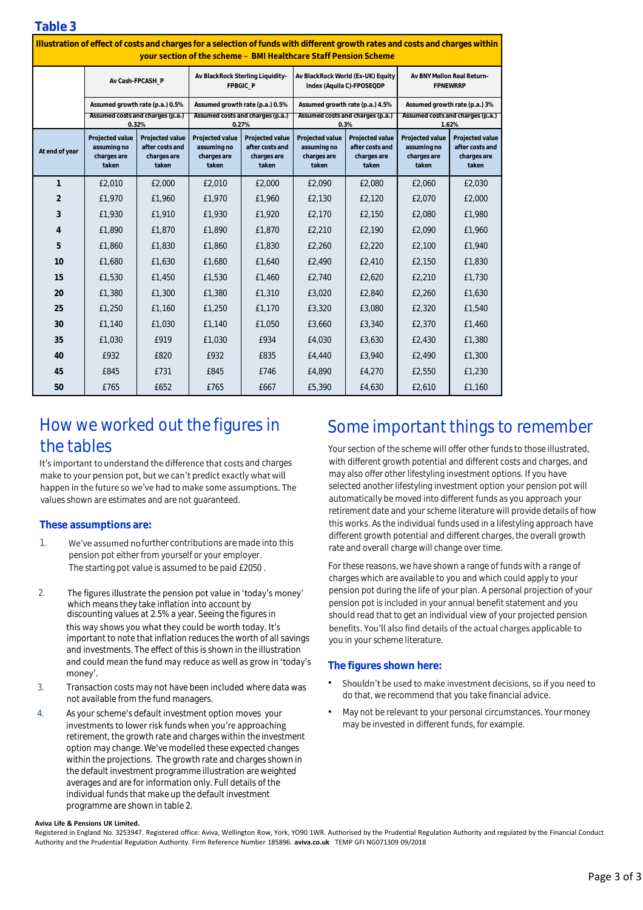## Table 3

| Illustration of effect of costs and charges for a selection of funds with different growth rates and costs and charges within your section of the scheme – BMI Healthcare Staff Pension Scheme | | | | | | | | |
|---|---|---|---|---|---|---|---|---|
| | Av Cash-FPCASH_P | | Av BlackRock Sterling Liquidity-FPBGIC_P | | Av BlackRock World (Ex-UK) Equity Index (Aquila C)-FPOSEQDP | | Av BNY Mellon Real Return-FPNEWRRP | |
| | Assumed growth rate (p.a.) 0.5% | | Assumed growth rate (p.a.) 0.5% | | Assumed growth rate (p.a.) 4.5% | | Assumed growth rate (p.a.) 3% | |
| | Assumed costs and charges (p.a.) 0.32% | | Assumed costs and charges (p.a.) 0.27% | | Assumed costs and charges (p.a.) 0.3% | | Assumed costs and charges (p.a.) 1.62% | |
| At end of year | Projected value assuming no charges are taken | Projected value after costs and charges are taken | Projected value assuming no charges are taken | Projected value after costs and charges are taken | Projected value assuming no charges are taken | Projected value after costs and charges are taken | Projected value assuming no charges are taken | Projected value after costs and charges are taken |
| 1 | £2,010 | £2,000 | £2,010 | £2,000 | £2,090 | £2,080 | £2,060 | £2,030 |
| 2 | £1,970 | £1,960 | £1,970 | £1,960 | £2,130 | £2,120 | £2,070 | £2,000 |
| 3 | £1,930 | £1,910 | £1,930 | £1,920 | £2,170 | £2,150 | £2,080 | £1,980 |
| 4 | £1,890 | £1,870 | £1,890 | £1,870 | £2,210 | £2,190 | £2,090 | £1,960 |
| 5 | £1,860 | £1,830 | £1,860 | £1,830 | £2,260 | £2,220 | £2,100 | £1,940 |
| 10 | £1,680 | £1,630 | £1,680 | £1,640 | £2,490 | £2,410 | £2,150 | £1,830 |
| 15 | £1,530 | £1,450 | £1,530 | £1,460 | £2,740 | £2,620 | £2,210 | £1,730 |
| 20 | £1,380 | £1,300 | £1,380 | £1,310 | £3,020 | £2,840 | £2,260 | £1,630 |
| 25 | £1,250 | £1,160 | £1,250 | £1,170 | £3,320 | £3,080 | £2,320 | £1,540 |
| 30 | £1,140 | £1,030 | £1,140 | £1,050 | £3,660 | £3,340 | £2,370 | £1,460 |
| 35 | £1,030 | £919 | £1,030 | £934 | £4,030 | £3,630 | £2,430 | £1,380 |
| 40 | £932 | £820 | £932 | £835 | £4,440 | £3,940 | £2,490 | £1,300 |
| 45 | £845 | £731 | £845 | £746 | £4,890 | £4,270 | £2,550 | £1,230 |
| 50 | £765 | £652 | £765 | £667 | £5,390 | £4,630 | £2,610 | £1,160 |

# How we worked out the figures in the tables

It's important to understand the difference that costs and charges make to your pension pot, but we can't predict exactly what will happen in the future so we've had to make some assumptions. The values shown are estimates and are not guaranteed.

### These assumptions are:

1. We've assumed no further contributions are made into this pension pot either from yourself or your employer. The starting pot value is assumed to be paid £2050 .
2. The figures illustrate the pension pot value in 'today's money' which means they take inflation into account by discounting values at 2.5% a year. Seeing the figures in this way shows you what they could be worth today. It's important to note that inflation reduces the worth of all savings and investments. The effect of this is shown in the illustration and could mean the fund may reduce as well as grow in 'today's money'.
3. Transaction costs may not have been included where data was not available from the fund managers.
4. As your scheme's default investment option moves your investments to lower risk funds when you're approaching retirement, the growth rate and charges within the investment option may change. We've modelled these expected changes within the projections. The growth rate and charges shown in the default investment programme illustration are weighted averages and are for information only. Full details of the individual funds that make up the default investment programme are shown in table 2.

# Some important things to remember

Your section of the scheme will offer other funds to those illustrated, with different growth potential and different costs and charges, and may also offer other lifestyling investment options. If you have selected another lifestyling investment option your pension pot will automatically be moved into different funds as you approach your retirement date and your scheme literature will provide details of how this works. As the individual funds used in a lifestyling approach have different growth potential and different charges, the overall growth rate and overall charge will change over time.

For these reasons, we have shown a range of funds with a range of charges which are available to you and which could apply to your pension pot during the life of your plan. A personal projection of your pension pot is included in your annual benefit statement and you should read that to get an individual view of your projected pension benefits. You'll also find details of the actual charges applicable to you in your scheme literature.

### The figures shown here:

- Shouldn't be used to make investment decisions, so if you need to do that, we recommend that you take financial advice.
- May not be relevant to your personal circumstances. Your money may be invested in different funds, for example.

**Aviva Life & Pensions UK Limited.**
Registered in England No. 3253947. Registered office: Aviva, Wellington Row, York, YO90 1WR. Authorised by the Prudential Regulation Authority and regulated by the Financial Conduct Authority and the Prudential Regulation Authority. Firm Reference Number 185896. **aviva.co.uk** TEMP GFI NG071309 09/2018